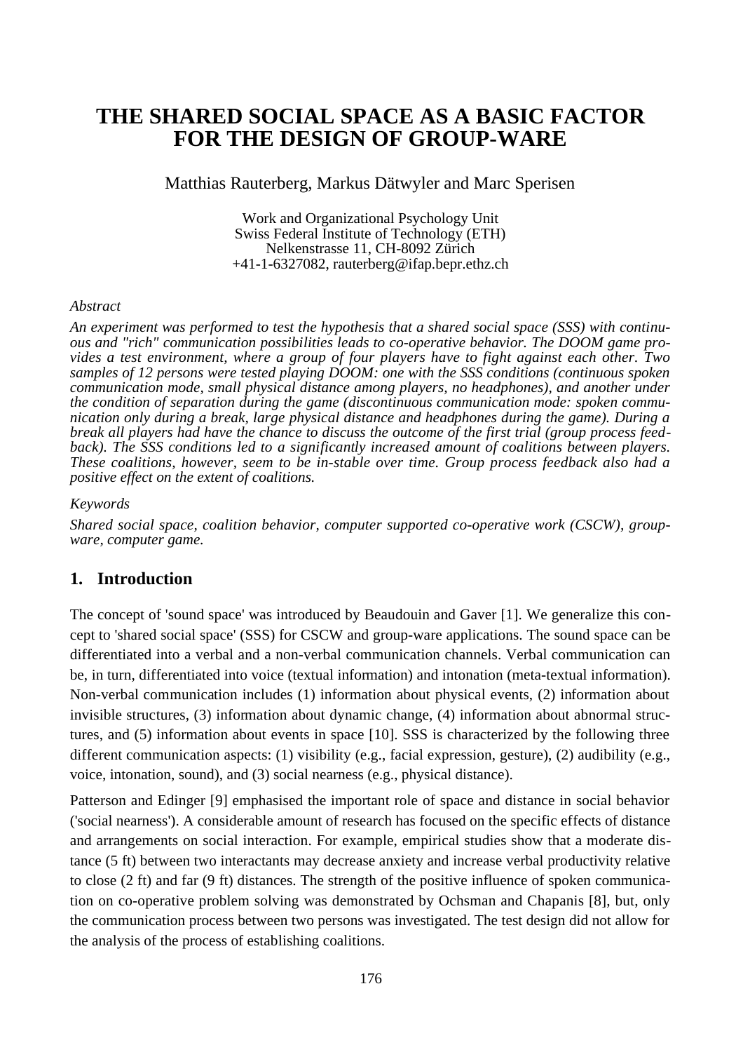# THE SHARED SOCIAL SPACE AS A BASIC FACTOR FOR THE DESIGN OF GROUP-WARE

Matthias Rauterberg, Markus Dätwyler and Marc Sperisen

Work and Organizational Psychology Unit
Swiss Federal Institute of Technology (ETH)
Nelkenstrasse 11, CH-8092 Zürich
+41-1-6327082, rauterberg@ifap.bepr.ethz.ch

*Abstract*

*An experiment was performed to test the hypothesis that a shared social space (SSS) with continuous and "rich" communication possibilities leads to co-operative behavior. The DOOM game provides a test environment, where a group of four players have to fight against each other. Two samples of 12 persons were tested playing DOOM: one with the SSS conditions (continuous spoken communication mode, small physical distance among players, no headphones), and another under the condition of separation during the game (discontinuous communication mode: spoken communication only during a break, large physical distance and headphones during the game). During a break all players had have the chance to discuss the outcome of the first trial (group process feedback). The SSS conditions led to a significantly increased amount of coalitions between players. These coalitions, however, seem to be in-stable over time. Group process feedback also had a positive effect on the extent of coalitions.*

*Keywords*

*Shared social space, coalition behavior, computer supported co-operative work (CSCW), group-ware, computer game.*

## 1. Introduction

The concept of 'sound space' was introduced by Beaudouin and Gaver [1]. We generalize this concept to 'shared social space' (SSS) for CSCW and group-ware applications. The sound space can be differentiated into a verbal and a non-verbal communication channels. Verbal communication can be, in turn, differentiated into voice (textual information) and intonation (meta-textual information). Non-verbal communication includes (1) information about physical events, (2) information about invisible structures, (3) information about dynamic change, (4) information about abnormal structures, and (5) information about events in space [10]. SSS is characterized by the following three different communication aspects: (1) visibility (e.g., facial expression, gesture), (2) audibility (e.g., voice, intonation, sound), and (3) social nearness (e.g., physical distance).

Patterson and Edinger [9] emphasised the important role of space and distance in social behavior ('social nearness'). A considerable amount of research has focused on the specific effects of distance and arrangements on social interaction. For example, empirical studies show that a moderate distance (5 ft) between two interactants may decrease anxiety and increase verbal productivity relative to close (2 ft) and far (9 ft) distances. The strength of the positive influence of spoken communication on co-operative problem solving was demonstrated by Ochsman and Chapanis [8], but, only the communication process between two persons was investigated. The test design did not allow for the analysis of the process of establishing coalitions.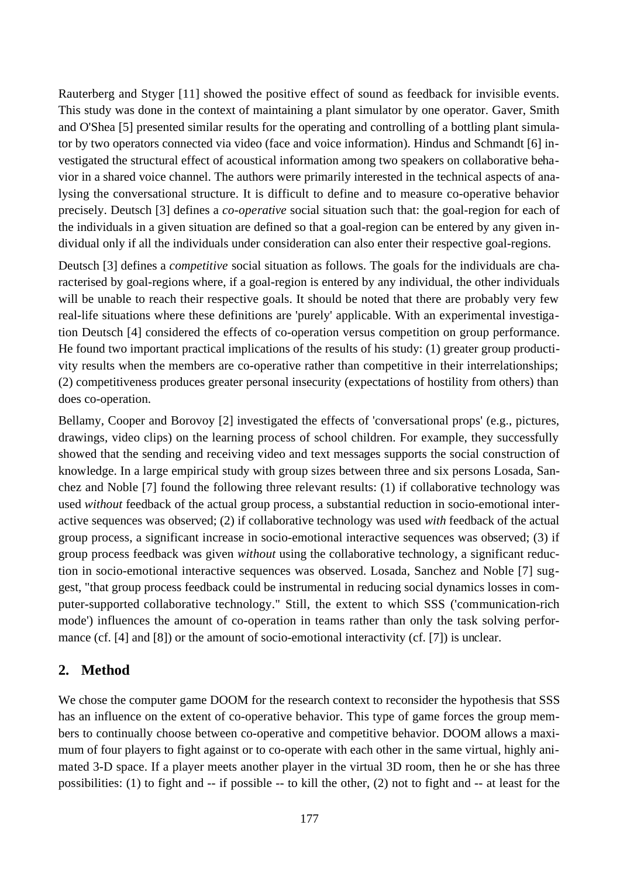Rauterberg and Styger [11] showed the positive effect of sound as feedback for invisible events. This study was done in the context of maintaining a plant simulator by one operator. Gaver, Smith and O'Shea [5] presented similar results for the operating and controlling of a bottling plant simulator by two operators connected via video (face and voice information). Hindus and Schmandt [6] investigated the structural effect of acoustical information among two speakers on collaborative behavior in a shared voice channel. The authors were primarily interested in the technical aspects of analysing the conversational structure. It is difficult to define and to measure co-operative behavior precisely. Deutsch [3] defines a *co-operative* social situation such that: the goal-region for each of the individuals in a given situation are defined so that a goal-region can be entered by any given individual only if all the individuals under consideration can also enter their respective goal-regions.

Deutsch [3] defines a *competitive* social situation as follows. The goals for the individuals are characterised by goal-regions where, if a goal-region is entered by any individual, the other individuals will be unable to reach their respective goals. It should be noted that there are probably very few real-life situations where these definitions are 'purely' applicable. With an experimental investigation Deutsch [4] considered the effects of co-operation versus competition on group performance. He found two important practical implications of the results of his study: (1) greater group productivity results when the members are co-operative rather than competitive in their interrelationships; (2) competitiveness produces greater personal insecurity (expectations of hostility from others) than does co-operation.

Bellamy, Cooper and Borovoy [2] investigated the effects of 'conversational props' (e.g., pictures, drawings, video clips) on the learning process of school children. For example, they successfully showed that the sending and receiving video and text messages supports the social construction of knowledge. In a large empirical study with group sizes between three and six persons Losada, Sanchez and Noble [7] found the following three relevant results: (1) if collaborative technology was used *without* feedback of the actual group process, a substantial reduction in socio-emotional interactive sequences was observed; (2) if collaborative technology was used *with* feedback of the actual group process, a significant increase in socio-emotional interactive sequences was observed; (3) if group process feedback was given *without* using the collaborative technology, a significant reduction in socio-emotional interactive sequences was observed. Losada, Sanchez and Noble [7] suggest, "that group process feedback could be instrumental in reducing social dynamics losses in computer-supported collaborative technology." Still, the extent to which SSS ('communication-rich mode') influences the amount of co-operation in teams rather than only the task solving performance (cf. [4] and [8]) or the amount of socio-emotional interactivity (cf. [7]) is unclear.

## 2. Method

We chose the computer game DOOM for the research context to reconsider the hypothesis that SSS has an influence on the extent of co-operative behavior. This type of game forces the group members to continually choose between co-operative and competitive behavior. DOOM allows a maximum of four players to fight against or to co-operate with each other in the same virtual, highly animated 3-D space. If a player meets another player in the virtual 3D room, then he or she has three possibilities: (1) to fight and -- if possible -- to kill the other, (2) not to fight and -- at least for the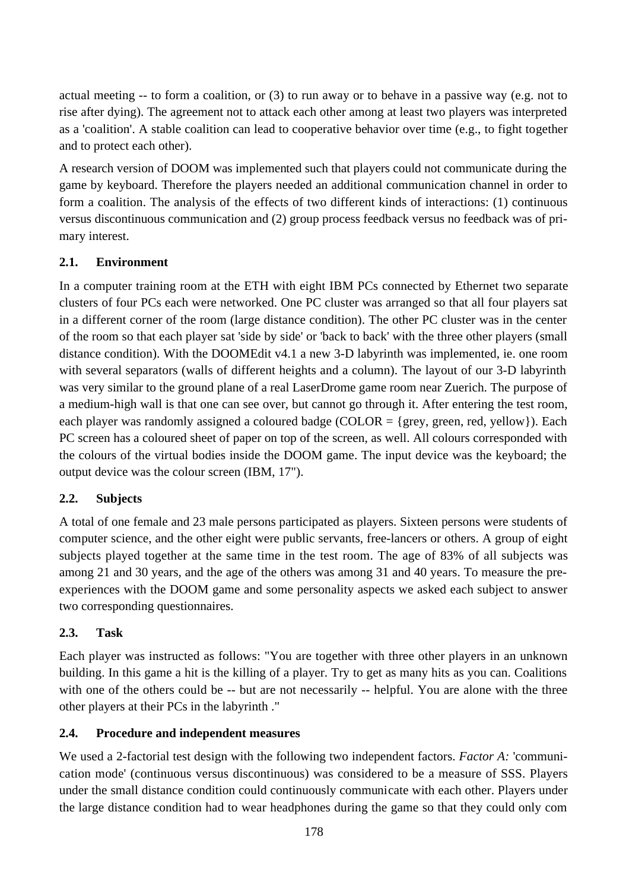actual meeting -- to form a coalition, or (3) to run away or to behave in a passive way (e.g. not to rise after dying). The agreement not to attack each other among at least two players was interpreted as a 'coalition'. A stable coalition can lead to cooperative behavior over time (e.g., to fight together and to protect each other).

A research version of DOOM was implemented such that players could not communicate during the game by keyboard. Therefore the players needed an additional communication channel in order to form a coalition. The analysis of the effects of two different kinds of interactions: (1) continuous versus discontinuous communication and (2) group process feedback versus no feedback was of primary interest.

### 2.1. Environment

In a computer training room at the ETH with eight IBM PCs connected by Ethernet two separate clusters of four PCs each were networked. One PC cluster was arranged so that all four players sat in a different corner of the room (large distance condition). The other PC cluster was in the center of the room so that each player sat 'side by side' or 'back to back' with the three other players (small distance condition). With the DOOMEdit v4.1 a new 3-D labyrinth was implemented, ie. one room with several separators (walls of different heights and a column). The layout of our 3-D labyrinth was very similar to the ground plane of a real LaserDrome game room near Zuerich. The purpose of a medium-high wall is that one can see over, but cannot go through it. After entering the test room, each player was randomly assigned a coloured badge (COLOR = {grey, green, red, yellow}). Each PC screen has a coloured sheet of paper on top of the screen, as well. All colours corresponded with the colours of the virtual bodies inside the DOOM game. The input device was the keyboard; the output device was the colour screen (IBM, 17").

### 2.2. Subjects

A total of one female and 23 male persons participated as players. Sixteen persons were students of computer science, and the other eight were public servants, free-lancers or others. A group of eight subjects played together at the same time in the test room. The age of 83% of all subjects was among 21 and 30 years, and the age of the others was among 31 and 40 years. To measure the pre-experiences with the DOOM game and some personality aspects we asked each subject to answer two corresponding questionnaires.

### 2.3. Task

Each player was instructed as follows: "You are together with three other players in an unknown building. In this game a hit is the killing of a player. Try to get as many hits as you can. Coalitions with one of the others could be -- but are not necessarily -- helpful. You are alone with the three other players at their PCs in the labyrinth ."

### 2.4. Procedure and independent measures

We used a 2-factorial test design with the following two independent factors. *Factor A:* 'communication mode' (continuous versus discontinuous) was considered to be a measure of SSS. Players under the small distance condition could continuously communicate with each other. Players under the large distance condition had to wear headphones during the game so that they could only com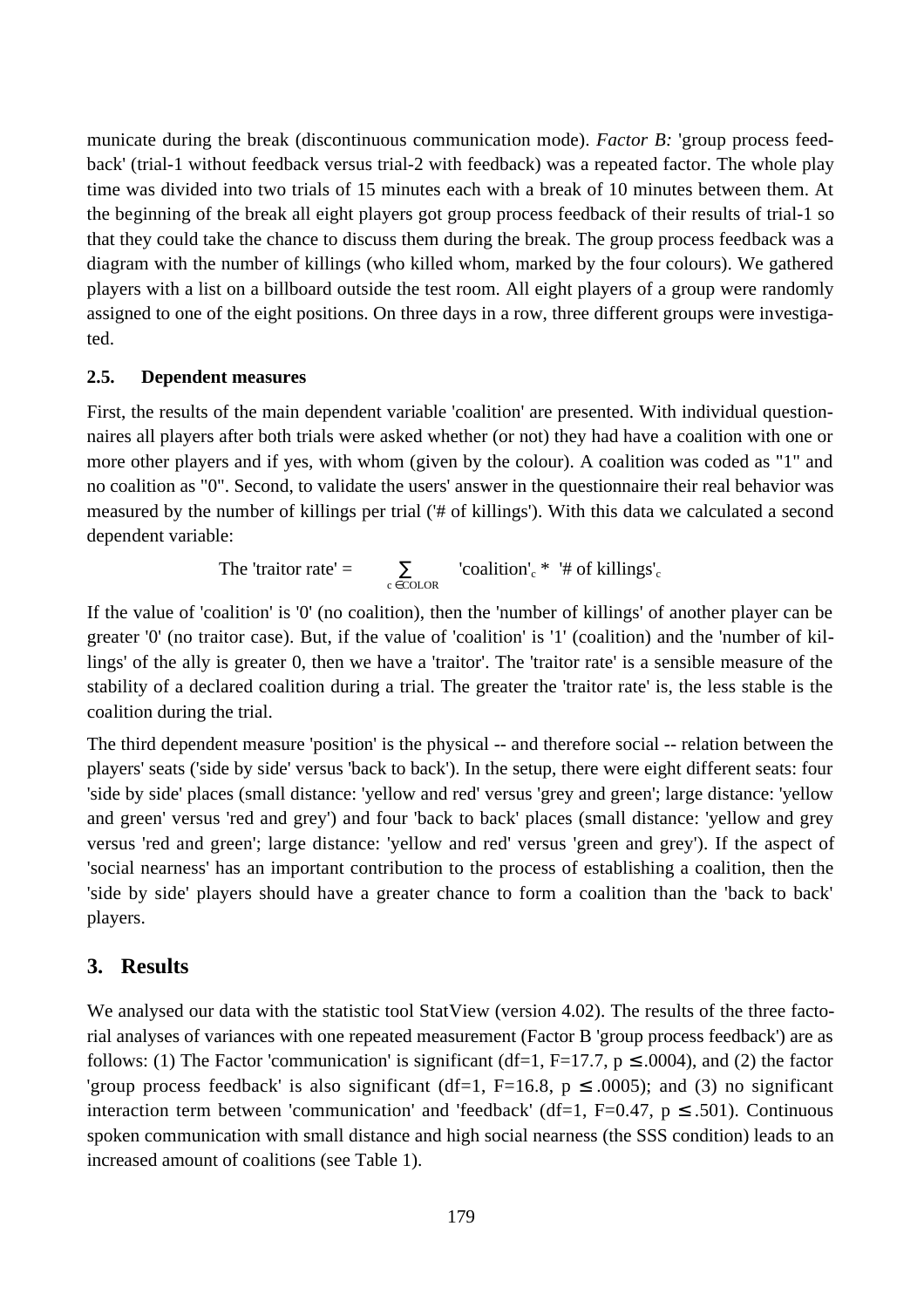municate during the break (discontinuous communication mode). *Factor B:* 'group process feedback' (trial-1 without feedback versus trial-2 with feedback) was a repeated factor. The whole play time was divided into two trials of 15 minutes each with a break of 10 minutes between them. At the beginning of the break all eight players got group process feedback of their results of trial-1 so that they could take the chance to discuss them during the break. The group process feedback was a diagram with the number of killings (who killed whom, marked by the four colours). We gathered players with a list on a billboard outside the test room. All eight players of a group were randomly assigned to one of the eight positions. On three days in a row, three different groups were investigated.

### 2.5. Dependent measures

First, the results of the main dependent variable 'coalition' are presented. With individual questionnaires all players after both trials were asked whether (or not) they had have a coalition with one or more other players and if yes, with whom (given by the colour). A coalition was coded as "1" and no coalition as "0". Second, to validate the users' answer in the questionnaire their real behavior was measured by the number of killings per trial ('# of killings'). With this data we calculated a second dependent variable:

$$\text{The 'traitor rate'} = \sum_{c \in COLOR} \text{'coalition'}_c * \text{'\# of killings'}_c$$

If the value of 'coalition' is '0' (no coalition), then the 'number of killings' of another player can be greater '0' (no traitor case). But, if the value of 'coalition' is '1' (coalition) and the 'number of killings' of the ally is greater 0, then we have a 'traitor'. The 'traitor rate' is a sensible measure of the stability of a declared coalition during a trial. The greater the 'traitor rate' is, the less stable is the coalition during the trial.

The third dependent measure 'position' is the physical -- and therefore social -- relation between the players' seats ('side by side' versus 'back to back'). In the setup, there were eight different seats: four 'side by side' places (small distance: 'yellow and red' versus 'grey and green'; large distance: 'yellow and green' versus 'red and grey') and four 'back to back' places (small distance: 'yellow and grey versus 'red and green'; large distance: 'yellow and red' versus 'green and grey'). If the aspect of 'social nearness' has an important contribution to the process of establishing a coalition, then the 'side by side' players should have a greater chance to form a coalition than the 'back to back' players.

## 3. Results

We analysed our data with the statistic tool StatView (version 4.02). The results of the three factorial analyses of variances with one repeated measurement (Factor B 'group process feedback') are as follows: (1) The Factor 'communication' is significant ($df=1$, $F=17.7$, $p \leq .0004$), and (2) the factor 'group process feedback' is also significant ($df=1$, $F=16.8$, $p \leq .0005$); and (3) no significant interaction term between 'communication' and 'feedback' ($df=1$, $F=0.47$, $p \leq .501$). Continuous spoken communication with small distance and high social nearness (the SSS condition) leads to an increased amount of coalitions (see Table 1).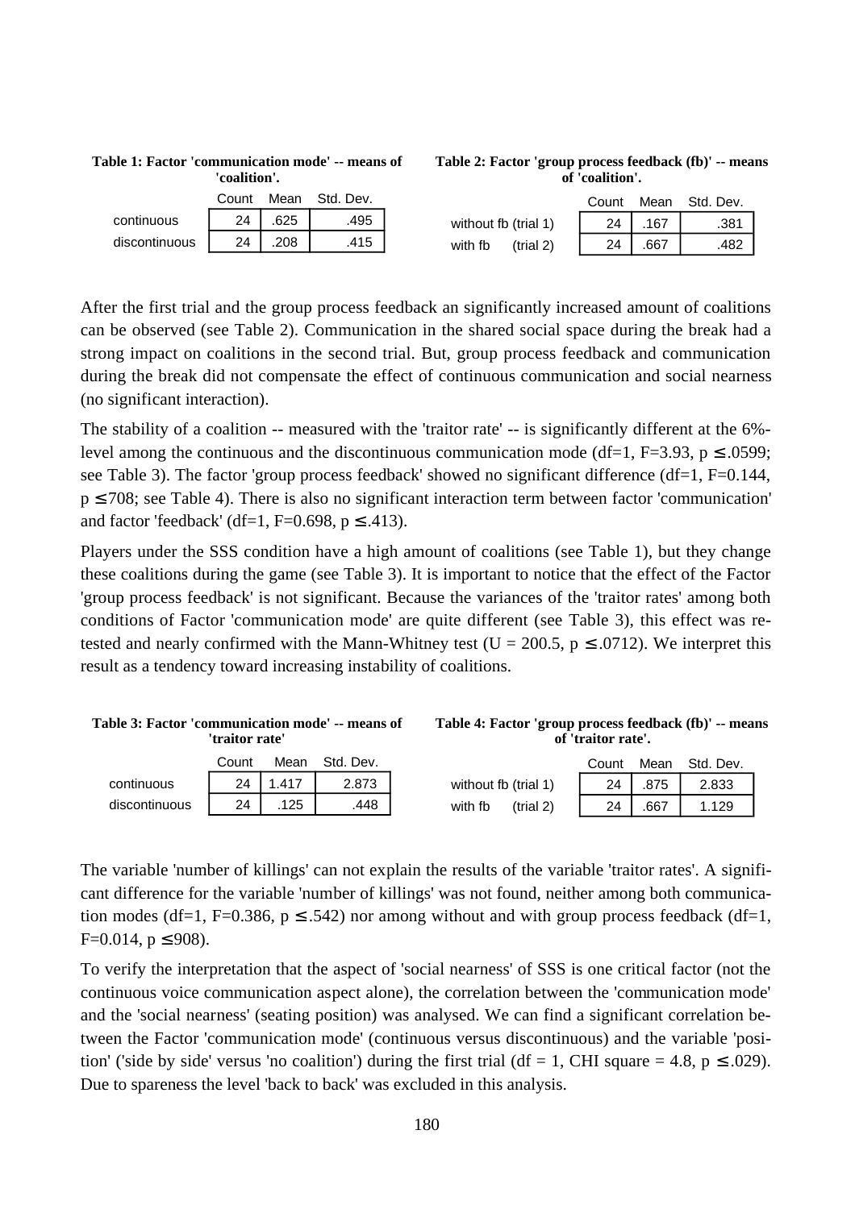**Table 1: Factor 'communication mode' -- means of 'coalition'.**

| | Count | Mean | Std. Dev. |
|---|---|---|---|
| continuous | 24 | .625 | .495 |
| discontinuous | 24 | .208 | .415 |

**Table 2: Factor 'group process feedback (fb)' -- means of 'coalition'.**

| | Count | Mean | Std. Dev. |
|---|---|---|---|
| without fb (trial 1) | 24 | .167 | .381 |
| with fb (trial 2) | 24 | .667 | .482 |

After the first trial and the group process feedback an significantly increased amount of coalitions can be observed (see Table 2). Communication in the shared social space during the break had a strong impact on coalitions in the second trial. But, group process feedback and communication during the break did not compensate the effect of continuous communication and social nearness (no significant interaction).

The stability of a coalition -- measured with the 'traitor rate' -- is significantly different at the 6%-level among the continuous and the discontinuous communication mode (df=1, F=3.93, $p \leq .0599$; see Table 3). The factor 'group process feedback' showed no significant difference (df=1, F=0.144, $p \leq 708$; see Table 4). There is also no significant interaction term between factor 'communication' and factor 'feedback' (df=1, F=0.698, $p \leq .413$).

Players under the SSS condition have a high amount of coalitions (see Table 1), but they change these coalitions during the game (see Table 3). It is important to notice that the effect of the Factor 'group process feedback' is not significant. Because the variances of the 'traitor rates' among both conditions of Factor 'communication mode' are quite different (see Table 3), this effect was re-tested and nearly confirmed with the Mann-Whitney test (U = 200.5, $p \leq .0712$). We interpret this result as a tendency toward increasing instability of coalitions.

**Table 3: Factor 'communication mode' -- means of 'traitor rate'**

| | Count | Mean | Std. Dev. |
|---|---|---|---|
| continuous | 24 | 1.417 | 2.873 |
| discontinuous | 24 | .125 | .448 |

**Table 4: Factor 'group process feedback (fb)' -- means of 'traitor rate'.**

| | Count | Mean | Std. Dev. |
|---|---|---|---|
| without fb (trial 1) | 24 | .875 | 2.833 |
| with fb (trial 2) | 24 | .667 | 1.129 |

The variable 'number of killings' can not explain the results of the variable 'traitor rates'. A significant difference for the variable 'number of killings' was not found, neither among both communication modes (df=1, F=0.386, $p \leq .542$) nor among without and with group process feedback (df=1, F=0.014, $p \leq 908$).

To verify the interpretation that the aspect of 'social nearness' of SSS is one critical factor (not the continuous voice communication aspect alone), the correlation between the 'communication mode' and the 'social nearness' (seating position) was analysed. We can find a significant correlation between the Factor 'communication mode' (continuous versus discontinuous) and the variable 'position' ('side by side' versus 'no coalition') during the first trial (df = 1, CHI square = 4.8, $p \leq .029$). Due to spareness the level 'back to back' was excluded in this analysis.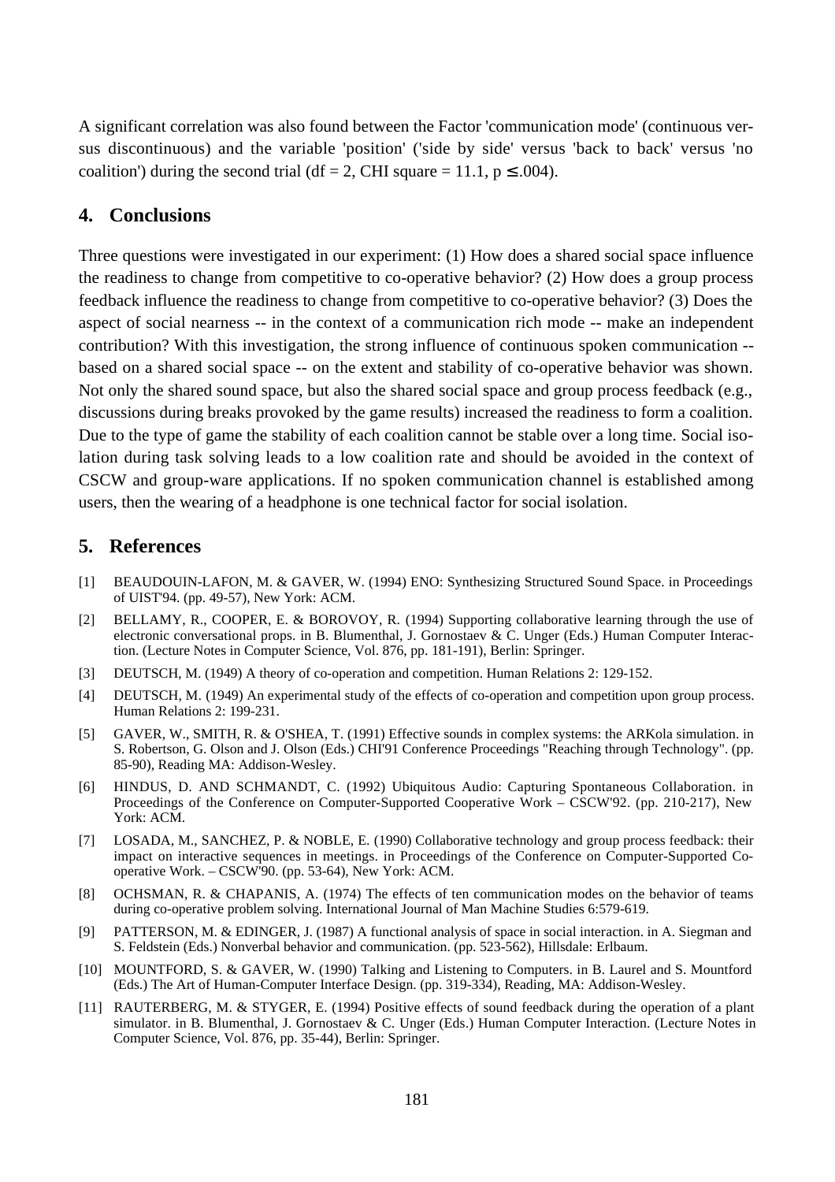A significant correlation was also found between the Factor 'communication mode' (continuous versus discontinuous) and the variable 'position' ('side by side' versus 'back to back' versus 'no coalition') during the second trial (df = 2, CHI square = 11.1, $p \leq .004$).

## 4. Conclusions

Three questions were investigated in our experiment: (1) How does a shared social space influence the readiness to change from competitive to co-operative behavior? (2) How does a group process feedback influence the readiness to change from competitive to co-operative behavior? (3) Does the aspect of social nearness -- in the context of a communication rich mode -- make an independent contribution? With this investigation, the strong influence of continuous spoken communication -- based on a shared social space -- on the extent and stability of co-operative behavior was shown. Not only the shared sound space, but also the shared social space and group process feedback (e.g., discussions during breaks provoked by the game results) increased the readiness to form a coalition. Due to the type of game the stability of each coalition cannot be stable over a long time. Social isolation during task solving leads to a low coalition rate and should be avoided in the context of CSCW and group-ware applications. If no spoken communication channel is established among users, then the wearing of a headphone is one technical factor for social isolation.

## 5. References

[1] BEAUDOUIN-LAFON, M. & GAVER, W. (1994) ENO: Synthesizing Structured Sound Space. in Proceedings of UIST'94. (pp. 49-57), New York: ACM.

[2] BELLAMY, R., COOPER, E. & BOROVOY, R. (1994) Supporting collaborative learning through the use of electronic conversational props. in B. Blumenthal, J. Gornostaev & C. Unger (Eds.) Human Computer Interaction. (Lecture Notes in Computer Science, Vol. 876, pp. 181-191), Berlin: Springer.

[3] DEUTSCH, M. (1949) A theory of co-operation and competition. Human Relations 2: 129-152.

[4] DEUTSCH, M. (1949) An experimental study of the effects of co-operation and competition upon group process. Human Relations 2: 199-231.

[5] GAVER, W., SMITH, R. & O'SHEA, T. (1991) Effective sounds in complex systems: the ARKola simulation. in S. Robertson, G. Olson and J. Olson (Eds.) CHI'91 Conference Proceedings "Reaching through Technology". (pp. 85-90), Reading MA: Addison-Wesley.

[6] HINDUS, D. AND SCHMANDT, C. (1992) Ubiquitous Audio: Capturing Spontaneous Collaboration. in Proceedings of the Conference on Computer-Supported Cooperative Work – CSCW'92. (pp. 210-217), New York: ACM.

[7] LOSADA, M., SANCHEZ, P. & NOBLE, E. (1990) Collaborative technology and group process feedback: their impact on interactive sequences in meetings. in Proceedings of the Conference on Computer-Supported Cooperative Work. – CSCW'90. (pp. 53-64), New York: ACM.

[8] OCHSMAN, R. & CHAPANIS, A. (1974) The effects of ten communication modes on the behavior of teams during co-operative problem solving. International Journal of Man Machine Studies 6:579-619.

[9] PATTERSON, M. & EDINGER, J. (1987) A functional analysis of space in social interaction. in A. Siegman and S. Feldstein (Eds.) Nonverbal behavior and communication. (pp. 523-562), Hillsdale: Erlbaum.

[10] MOUNTFORD, S. & GAVER, W. (1990) Talking and Listening to Computers. in B. Laurel and S. Mountford (Eds.) The Art of Human-Computer Interface Design. (pp. 319-334), Reading, MA: Addison-Wesley.

[11] RAUTERBERG, M. & STYGER, E. (1994) Positive effects of sound feedback during the operation of a plant simulator. in B. Blumenthal, J. Gornostaev & C. Unger (Eds.) Human Computer Interaction. (Lecture Notes in Computer Science, Vol. 876, pp. 35-44), Berlin: Springer.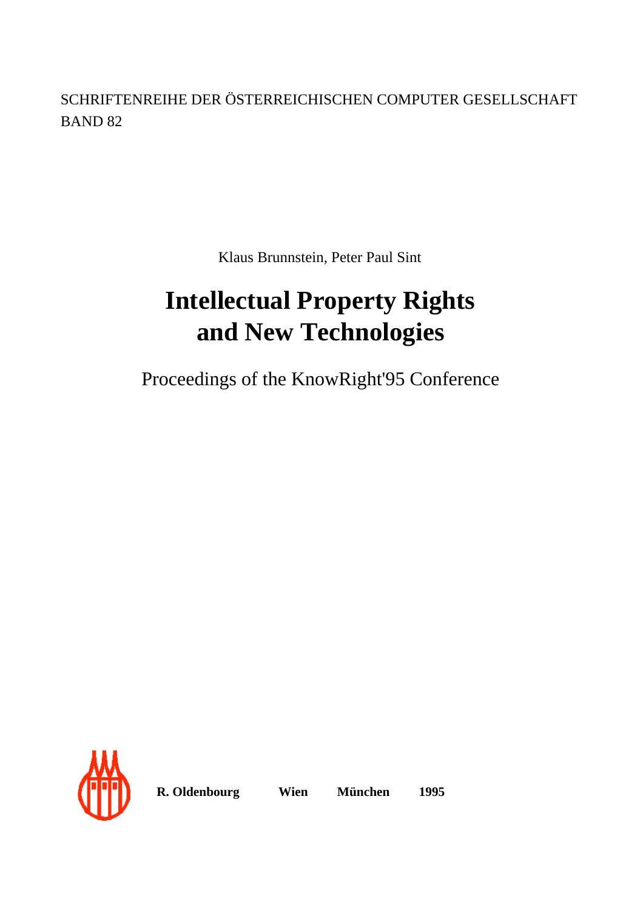SCHRIFTENREIHE DER ÖSTERREICHISCHEN COMPUTER GESELLSCHAFT
BAND 82

Klaus Brunnstein, Peter Paul Sint

# Intellectual Property Rights and New Technologies

Proceedings of the KnowRight'95 Conference

**R. Oldenbourg** **Wien** **München** **1995**